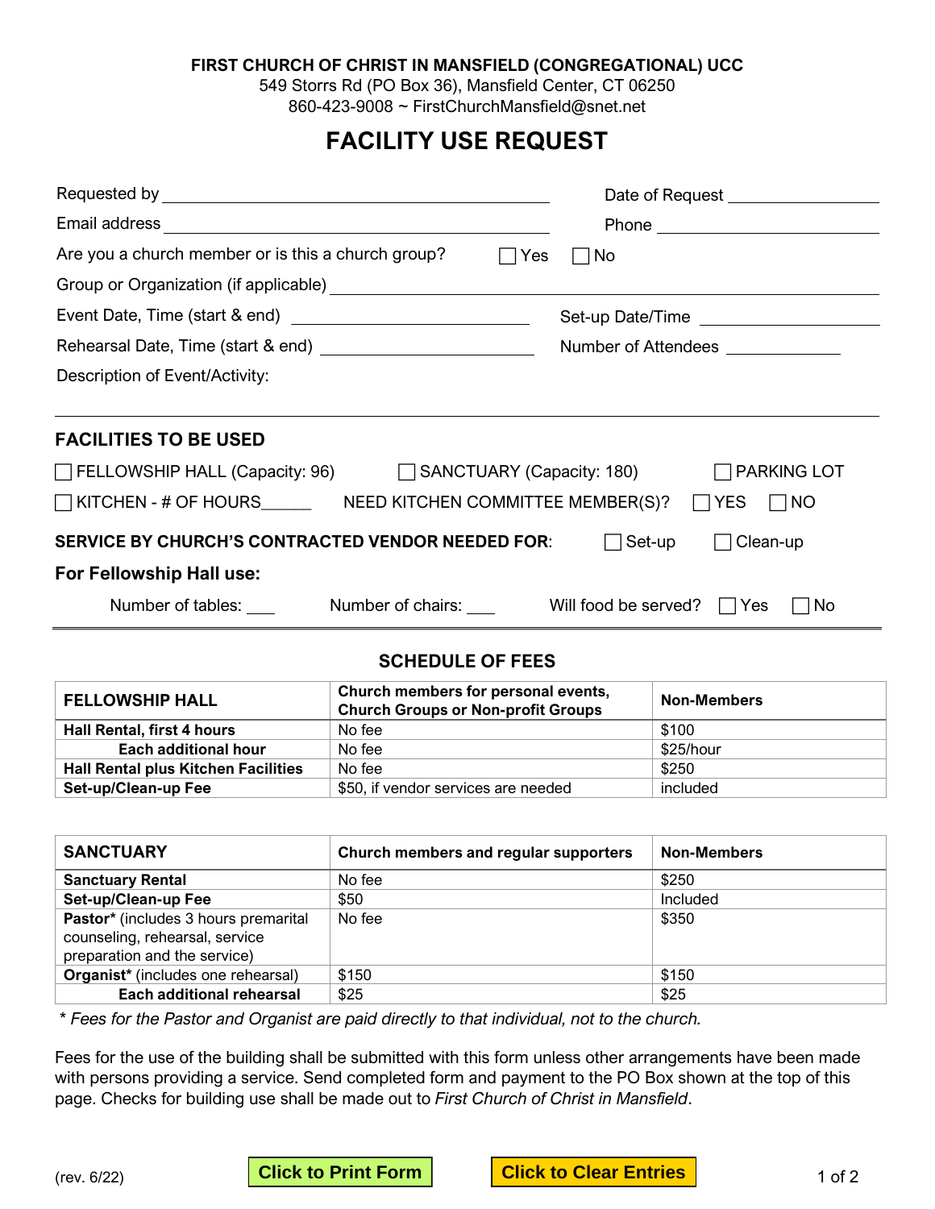**FIRST CHURCH OF CHRIST IN MANSFIELD (CONGREGATIONAL) UCC**
549 Storrs Rd (PO Box 36), Mansfield Center, CT 06250
860-423-9008 ~ FirstChurchMansfield@snet.net

# FACILITY USE REQUEST

Requested by ______________________________ Date of Request ______________

Email address ______________________________ Phone ______________

Are you a church member or is this a church group? ☐ Yes ☐ No

Group or Organization (if applicable) ______________________________

Event Date, Time (start & end) ______________________ Set-up Date/Time ______________

Rehearsal Date, Time (start & end) ______________________ Number of Attendees __________

Description of Event/Activity:

---

## FACILITIES TO BE USED

☐ FELLOWSHIP HALL (Capacity: 96) ☐ SANCTUARY (Capacity: 180) ☐ PARKING LOT

☐ KITCHEN - # OF HOURS______ NEED KITCHEN COMMITTEE MEMBER(S)? ☐ YES ☐ NO

**SERVICE BY CHURCH'S CONTRACTED VENDOR NEEDED FOR**: ☐ Set-up ☐ Clean-up

**For Fellowship Hall use:**

Number of tables: ___ Number of chairs: ___ Will food be served? ☐ Yes ☐ No

---

## SCHEDULE OF FEES

| FELLOWSHIP HALL | Church members for personal events, Church Groups or Non-profit Groups | Non-Members |
|---|---|---|
| **Hall Rental, first 4 hours** | No fee | $100 |
| **Each additional hour** | No fee | $25/hour |
| **Hall Rental plus Kitchen Facilities** | No fee | $250 |
| **Set-up/Clean-up Fee** | $50, if vendor services are needed | included |

| SANCTUARY | Church members and regular supporters | Non-Members |
|---|---|---|
| **Sanctuary Rental** | No fee | $250 |
| **Set-up/Clean-up Fee** | $50 | Included |
| **Pastor*** (includes 3 hours premarital counseling, rehearsal, service preparation and the service) | No fee | $350 |
| **Organist*** (includes one rehearsal) | $150 | $150 |
| **Each additional rehearsal** | $25 | $25 |

*\* Fees for the Pastor and Organist are paid directly to that individual, not to the church.*

Fees for the use of the building shall be submitted with this form unless other arrangements have been made with persons providing a service. Send completed form and payment to the PO Box shown at the top of this page. Checks for building use shall be made out to *First Church of Christ in Mansfield*.

(rev. 6/22)

Click to Print Form Click to Clear Entries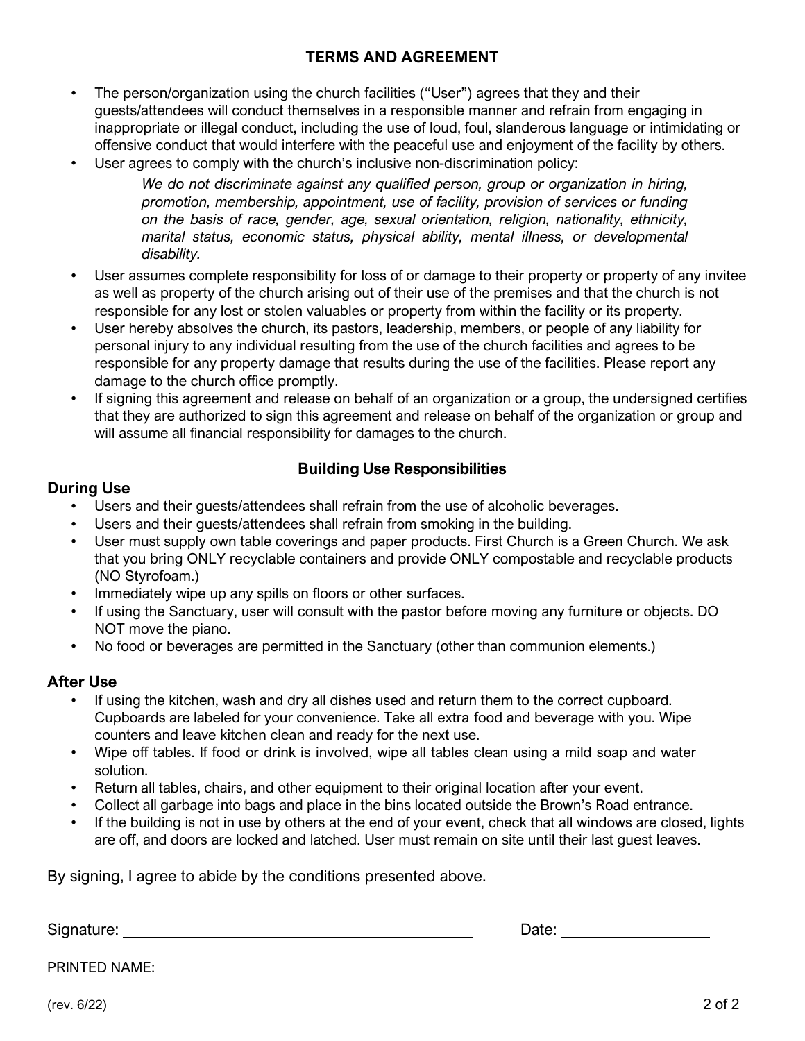## TERMS AND AGREEMENT

- The person/organization using the church facilities ("User") agrees that they and their guests/attendees will conduct themselves in a responsible manner and refrain from engaging in inappropriate or illegal conduct, including the use of loud, foul, slanderous language or intimidating or offensive conduct that would interfere with the peaceful use and enjoyment of the facility by others.
- User agrees to comply with the church's inclusive non-discrimination policy:

  > *We do not discriminate against any qualified person, group or organization in hiring, promotion, membership, appointment, use of facility, provision of services or funding on the basis of race, gender, age, sexual orientation, religion, nationality, ethnicity, marital status, economic status, physical ability, mental illness, or developmental disability.*

- User assumes complete responsibility for loss of or damage to their property or property of any invitee as well as property of the church arising out of their use of the premises and that the church is not responsible for any lost or stolen valuables or property from within the facility or its property.
- User hereby absolves the church, its pastors, leadership, members, or people of any liability for personal injury to any individual resulting from the use of the church facilities and agrees to be responsible for any property damage that results during the use of the facilities. Please report any damage to the church office promptly.
- If signing this agreement and release on behalf of an organization or a group, the undersigned certifies that they are authorized to sign this agreement and release on behalf of the organization or group and will assume all financial responsibility for damages to the church.

### Building Use Responsibilities

#### During Use

- Users and their guests/attendees shall refrain from the use of alcoholic beverages.
- Users and their guests/attendees shall refrain from smoking in the building.
- User must supply own table coverings and paper products. First Church is a Green Church. We ask that you bring ONLY recyclable containers and provide ONLY compostable and recyclable products (NO Styrofoam.)
- Immediately wipe up any spills on floors or other surfaces.
- If using the Sanctuary, user will consult with the pastor before moving any furniture or objects. DO NOT move the piano.
- No food or beverages are permitted in the Sanctuary (other than communion elements.)

#### After Use

- If using the kitchen, wash and dry all dishes used and return them to the correct cupboard. Cupboards are labeled for your convenience. Take all extra food and beverage with you. Wipe counters and leave kitchen clean and ready for the next use.
- Wipe off tables. If food or drink is involved, wipe all tables clean using a mild soap and water solution.
- Return all tables, chairs, and other equipment to their original location after your event.
- Collect all garbage into bags and place in the bins located outside the Brown's Road entrance.
- If the building is not in use by others at the end of your event, check that all windows are closed, lights are off, and doors are locked and latched. User must remain on site until their last guest leaves.

By signing, I agree to abide by the conditions presented above.

Signature: ______________________________ Date: ______________

PRINTED NAME: ______________________________

(rev. 6/22)